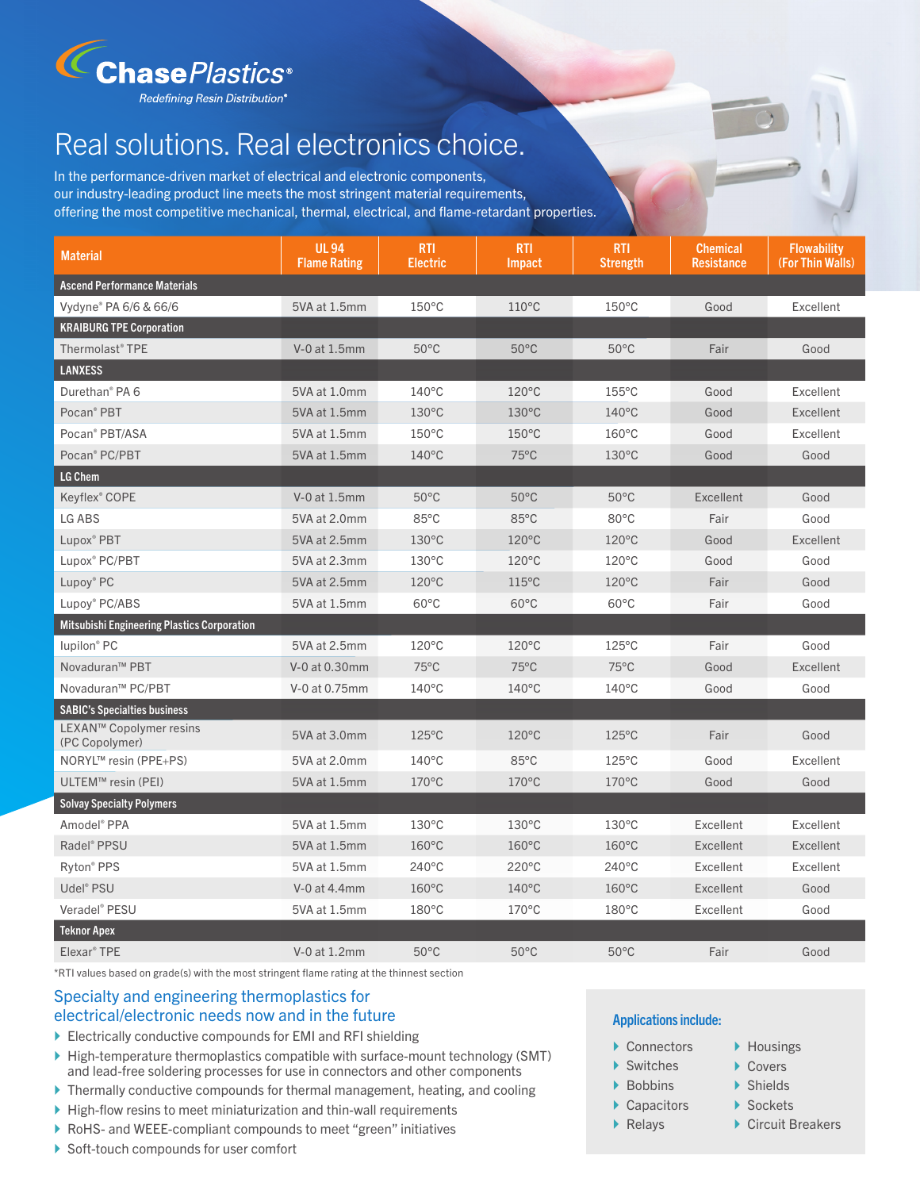ChasePlastics®

*Redefining Resin Distribution®*

# Real solutions. Real electronics choice.

In the performance-driven market of electrical and electronic components, our industry-leading product line meets the most stringent material requirements, offering the most competitive mechanical, thermal, electrical, and flame-retardant properties.

| Material | UL 94 Flame Rating | RTI Electric | RTI Impact | RTI Strength | Chemical Resistance | Flowability (For Thin Walls) |
|---|---|---|---|---|---|---|
| **Ascend Performance Materials** | | | | | | |
| Vydyne® PA 6/6 & 66/6 | 5VA at 1.5mm | 150°C | 110°C | 150°C | Good | Excellent |
| **KRAIBURG TPE Corporation** | | | | | | |
| Thermolast® TPE | V-0 at 1.5mm | 50°C | 50°C | 50°C | Fair | Good |
| **LANXESS** | | | | | | |
| Durethan® PA 6 | 5VA at 1.0mm | 140°C | 120°C | 155°C | Good | Excellent |
| Pocan® PBT | 5VA at 1.5mm | 130°C | 130°C | 140°C | Good | Excellent |
| Pocan® PBT/ASA | 5VA at 1.5mm | 150°C | 150°C | 160°C | Good | Excellent |
| Pocan® PC/PBT | 5VA at 1.5mm | 140°C | 75°C | 130°C | Good | Good |
| **LG Chem** | | | | | | |
| Keyflex® COPE | V-0 at 1.5mm | 50°C | 50°C | 50°C | Excellent | Good |
| LG ABS | 5VA at 2.0mm | 85°C | 85°C | 80°C | Fair | Good |
| Lupox® PBT | 5VA at 2.5mm | 130°C | 120°C | 120°C | Good | Excellent |
| Lupox® PC/PBT | 5VA at 2.3mm | 130°C | 120°C | 120°C | Good | Good |
| Lupoy® PC | 5VA at 2.5mm | 120°C | 115°C | 120°C | Fair | Good |
| Lupoy® PC/ABS | 5VA at 1.5mm | 60°C | 60°C | 60°C | Fair | Good |
| **Mitsubishi Engineering Plastics Corporation** | | | | | | |
| Iupilon® PC | 5VA at 2.5mm | 120°C | 120°C | 125°C | Fair | Good |
| Novaduran™ PBT | V-0 at 0.30mm | 75°C | 75°C | 75°C | Good | Excellent |
| Novaduran™ PC/PBT | V-0 at 0.75mm | 140°C | 140°C | 140°C | Good | Good |
| **SABIC's Specialties business** | | | | | | |
| LEXAN™ Copolymer resins (PC Copolymer) | 5VA at 3.0mm | 125°C | 120°C | 125°C | Fair | Good |
| NORYL™ resin (PPE+PS) | 5VA at 2.0mm | 140°C | 85°C | 125°C | Good | Excellent |
| ULTEM™ resin (PEI) | 5VA at 1.5mm | 170°C | 170°C | 170°C | Good | Good |
| **Solvay Specialty Polymers** | | | | | | |
| Amodel® PPA | 5VA at 1.5mm | 130°C | 130°C | 130°C | Excellent | Excellent |
| Radel® PPSU | 5VA at 1.5mm | 160°C | 160°C | 160°C | Excellent | Excellent |
| Ryton® PPS | 5VA at 1.5mm | 240°C | 220°C | 240°C | Excellent | Excellent |
| Udel® PSU | V-0 at 4.4mm | 160°C | 140°C | 160°C | Excellent | Good |
| Veradel® PESU | 5VA at 1.5mm | 180°C | 170°C | 180°C | Excellent | Good |
| **Teknor Apex** | | | | | | |
| Elexar® TPE | V-0 at 1.2mm | 50°C | 50°C | 50°C | Fair | Good |

*RTI values based on grade(s) with the most stringent flame rating at the thinnest section

## Specialty and engineering thermoplastics for electrical/electronic needs now and in the future

- Electrically conductive compounds for EMI and RFI shielding
- High-temperature thermoplastics compatible with surface-mount technology (SMT) and lead-free soldering processes for use in connectors and other components
- Thermally conductive compounds for thermal management, heating, and cooling
- High-flow resins to meet miniaturization and thin-wall requirements
- RoHS- and WEEE-compliant compounds to meet "green" initiatives
- Soft-touch compounds for user comfort

### Applications include:

- Connectors
- Switches
- Bobbins
- Capacitors
- Relays
- Housings
- Covers
- Shields
- Sockets
- Circuit Breakers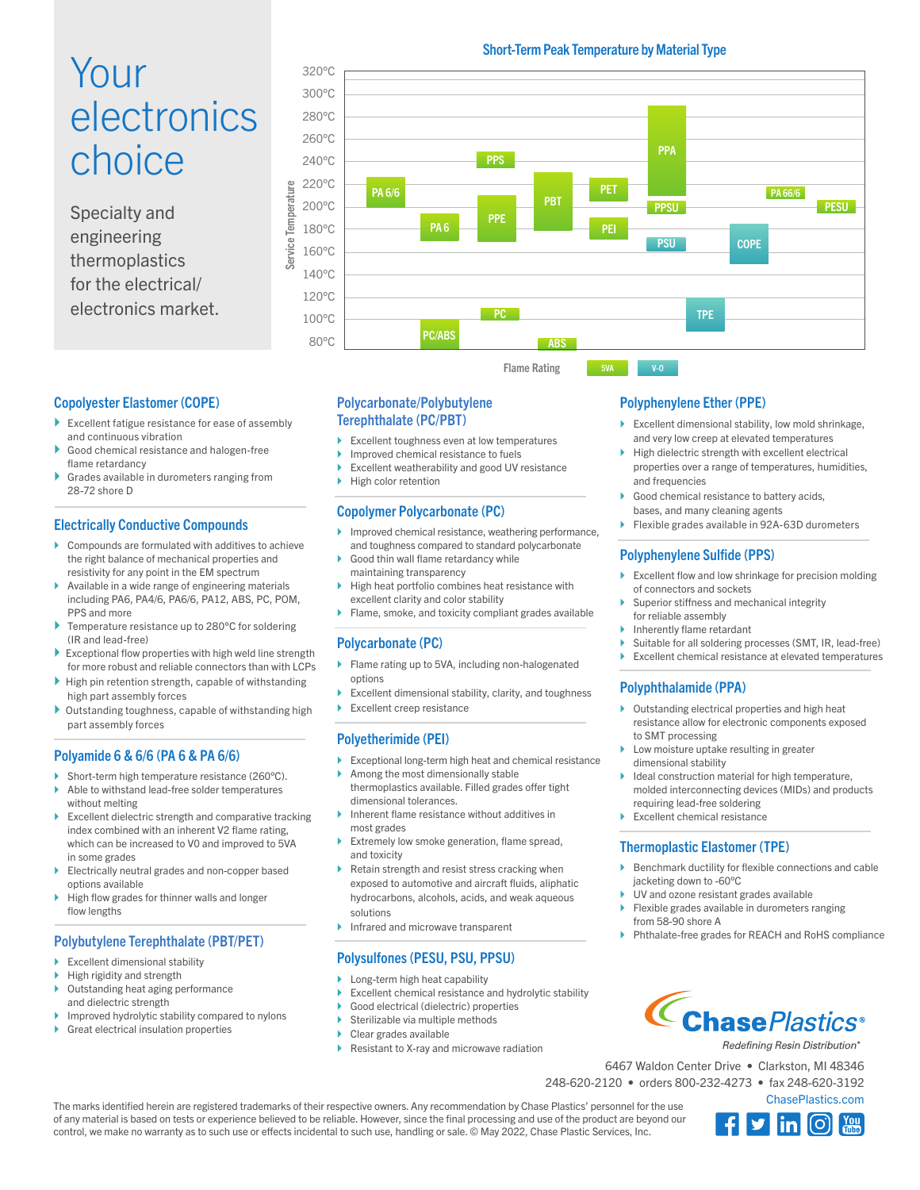# Your electronics choice

Specialty and engineering thermoplastics for the electrical/electronics market.

**Short-Term Peak Temperature by Material Type**

Service Temperature

320°C
300°C
280°C
260°C
240°C
220°C
200°C
180°C
160°C
140°C
120°C
100°C
80°C

PA 6/6
PA 6
PC/ABS
PPS
PPE
PC
PBT
ABS
PET
PEI
PPA
PPSU
PSU
TPE
COPE
PA 66/6
PESU

Flame Rating 5VA V-0

## Copolyester Elastomer (COPE)

- Excellent fatigue resistance for ease of assembly and continuous vibration
- Good chemical resistance and halogen-free flame retardancy
- Grades available in durometers ranging from 28-72 shore D

## Electrically Conductive Compounds

- Compounds are formulated with additives to achieve the right balance of mechanical properties and resistivity for any point in the EM spectrum
- Available in a wide range of engineering materials including PA6, PA4/6, PA6/6, PA12, ABS, PC, POM, PPS and more
- Temperature resistance up to 280°C for soldering (IR and lead-free)
- Exceptional flow properties with high weld line strength for more robust and reliable connectors than with LCPs
- High pin retention strength, capable of withstanding high part assembly forces
- Outstanding toughness, capable of withstanding high part assembly forces

## Polyamide 6 & 6/6 (PA 6 & PA 6/6)

- Short-term high temperature resistance (260°C).
- Able to withstand lead-free solder temperatures without melting
- Excellent dielectric strength and comparative tracking index combined with an inherent V2 flame rating, which can be increased to V0 and improved to 5VA in some grades
- Electrically neutral grades and non-copper based options available
- High flow grades for thinner walls and longer flow lengths

## Polybutylene Terephthalate (PBT/PET)

- Excellent dimensional stability
- High rigidity and strength
- Outstanding heat aging performance and dielectric strength
- Improved hydrolytic stability compared to nylons
- Great electrical insulation properties

## Polycarbonate/Polybutylene Terephthalate (PC/PBT)

- Excellent toughness even at low temperatures
- Improved chemical resistance to fuels
- Excellent weatherability and good UV resistance
- High color retention

## Copolymer Polycarbonate (PC)

- Improved chemical resistance, weathering performance, and toughness compared to standard polycarbonate
- Good thin wall flame retardancy while maintaining transparency
- High heat portfolio combines heat resistance with excellent clarity and color stability
- Flame, smoke, and toxicity compliant grades available

## Polycarbonate (PC)

- Flame rating up to 5VA, including non-halogenated options
- Excellent dimensional stability, clarity, and toughness
- Excellent creep resistance

## Polyetherimide (PEI)

- Exceptional long-term high heat and chemical resistance
- Among the most dimensionally stable thermoplastics available. Filled grades offer tight dimensional tolerances.
- Inherent flame resistance without additives in most grades
- Extremely low smoke generation, flame spread, and toxicity
- Retain strength and resist stress cracking when exposed to automotive and aircraft fluids, aliphatic hydrocarbons, alcohols, acids, and weak aqueous solutions
- Infrared and microwave transparent

## Polysulfones (PESU, PSU, PPSU)

- Long-term high heat capability
- Excellent chemical resistance and hydrolytic stability
- Good electrical (dielectric) properties
- Sterilizable via multiple methods
- Clear grades available
- Resistant to X-ray and microwave radiation

## Polyphenylene Ether (PPE)

- Excellent dimensional stability, low mold shrinkage, and very low creep at elevated temperatures
- High dielectric strength with excellent electrical properties over a range of temperatures, humidities, and frequencies
- Good chemical resistance to battery acids, bases, and many cleaning agents
- Flexible grades available in 92A-63D durometers

## Polyphenylene Sulfide (PPS)

- Excellent flow and low shrinkage for precision molding of connectors and sockets
- Superior stiffness and mechanical integrity for reliable assembly
- Inherently flame retardant
- Suitable for all soldering processes (SMT, IR, lead-free)
- Excellent chemical resistance at elevated temperatures

## Polyphthalamide (PPA)

- Outstanding electrical properties and high heat resistance allow for electronic components exposed to SMT processing
- Low moisture uptake resulting in greater dimensional stability
- Ideal construction material for high temperature, molded interconnecting devices (MIDs) and products requiring lead-free soldering
- Excellent chemical resistance

## Thermoplastic Elastomer (TPE)

- Benchmark ductility for flexible connections and cable jacketing down to -60°C
- UV and ozone resistant grades available
- Flexible grades available in durometers ranging from 58-90 shore A
- Phthalate-free grades for REACH and RoHS compliance

**ChasePlastics®**
*Redefining Resin Distribution®*

6467 Waldon Center Drive • Clarkston, MI 48346
248-620-2120 • orders 800-232-4273 • fax 248-620-3192
ChasePlastics.com

The marks identified herein are registered trademarks of their respective owners. Any recommendation by Chase Plastics' personnel for the use of any material is based on tests or experience believed to be reliable. However, since the final processing and use of the product are beyond our control, we make no warranty as to such use or effects incidental to such use, handling or sale. © May 2022, Chase Plastic Services, Inc.